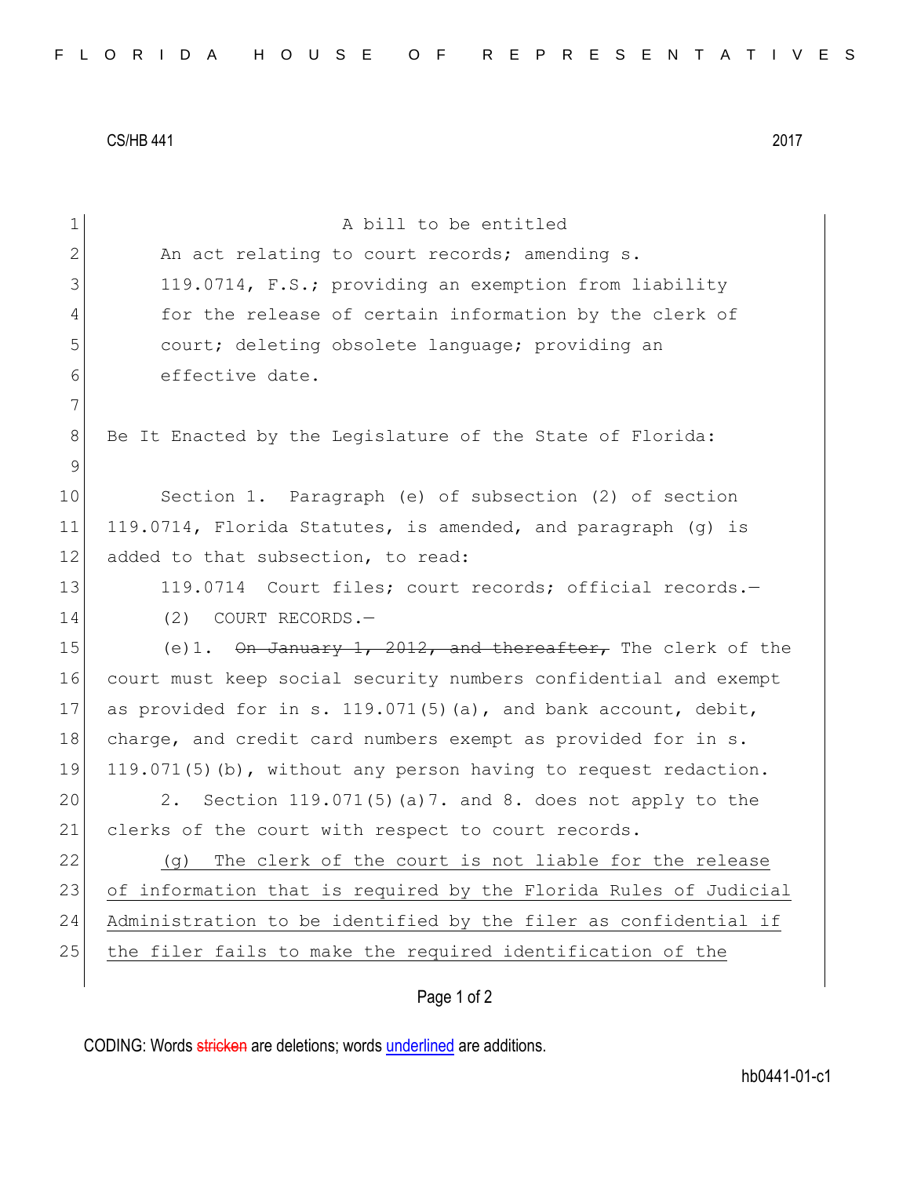CS/HB 441 2017

A bill to be entitled

An act relating to court records; amending s. 119.0714, F.S.; providing an exemption from liability for the release of certain information by the clerk of court; deleting obsolete language; providing an effective date.

Be It Enacted by the Legislature of the State of Florida:

Section 1. Paragraph (e) of subsection (2) of section 119.0714, Florida Statutes, is amended, and paragraph (g) is added to that subsection, to read:

119.0714 Court files; court records; official records.—

(2) COURT RECORDS.—

(e)1. ~~On January 1, 2012, and thereafter,~~ The clerk of the court must keep social security numbers confidential and exempt as provided for in s. 119.071(5)(a), and bank account, debit, charge, and credit card numbers exempt as provided for in s. 119.071(5)(b), without any person having to request redaction.

2. Section 119.071(5)(a)7. and 8. does not apply to the clerks of the court with respect to court records.

<u>(g) The clerk of the court is not liable for the release of information that is required by the Florida Rules of Judicial Administration to be identified by the filer as confidential if the filer fails to make the required identification of the</u>

CODING: Words ~~stricken~~ are deletions; words <u>underlined</u> are additions.

hb0441-01-c1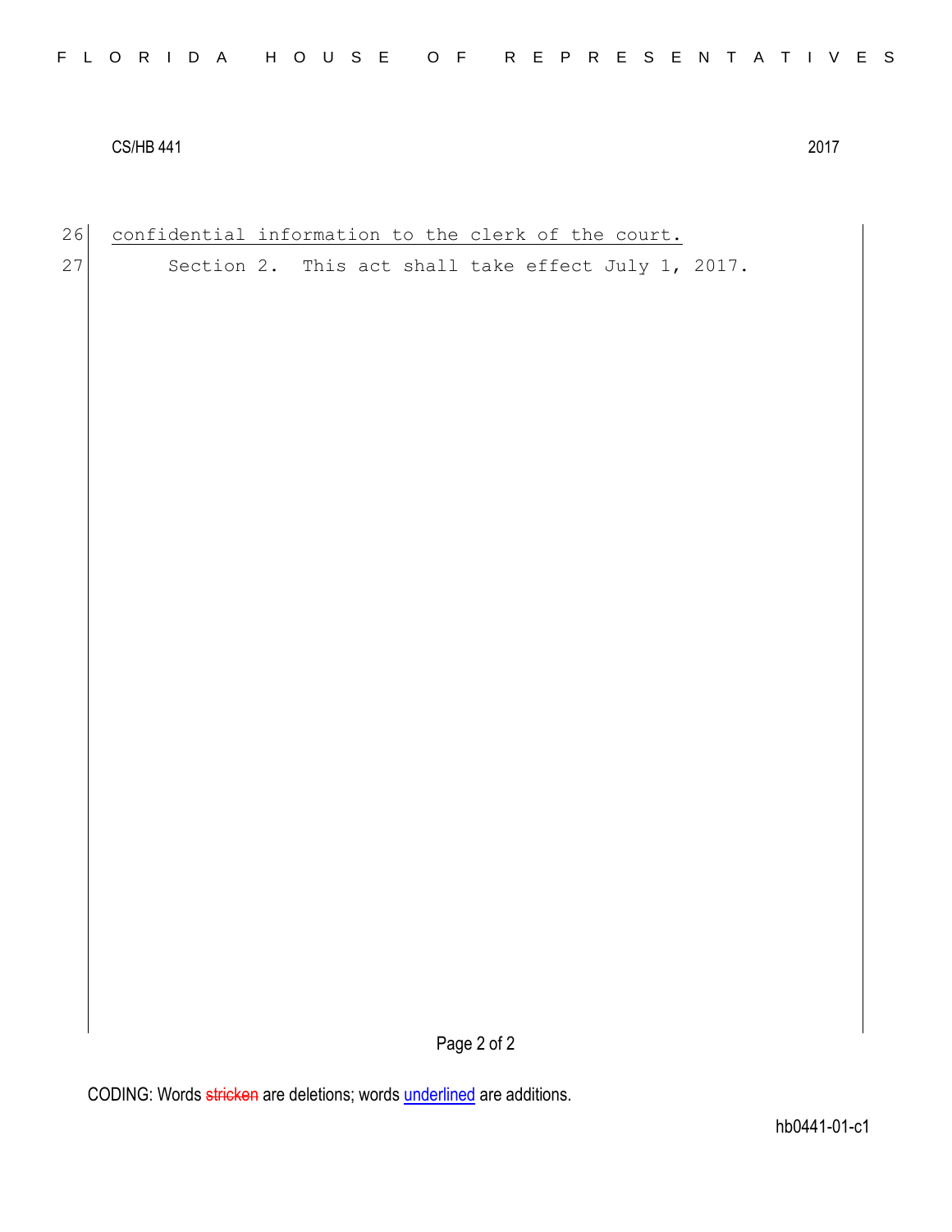26 confidential information to the clerk of the court.

27 Section 2. This act shall take effect July 1, 2017.